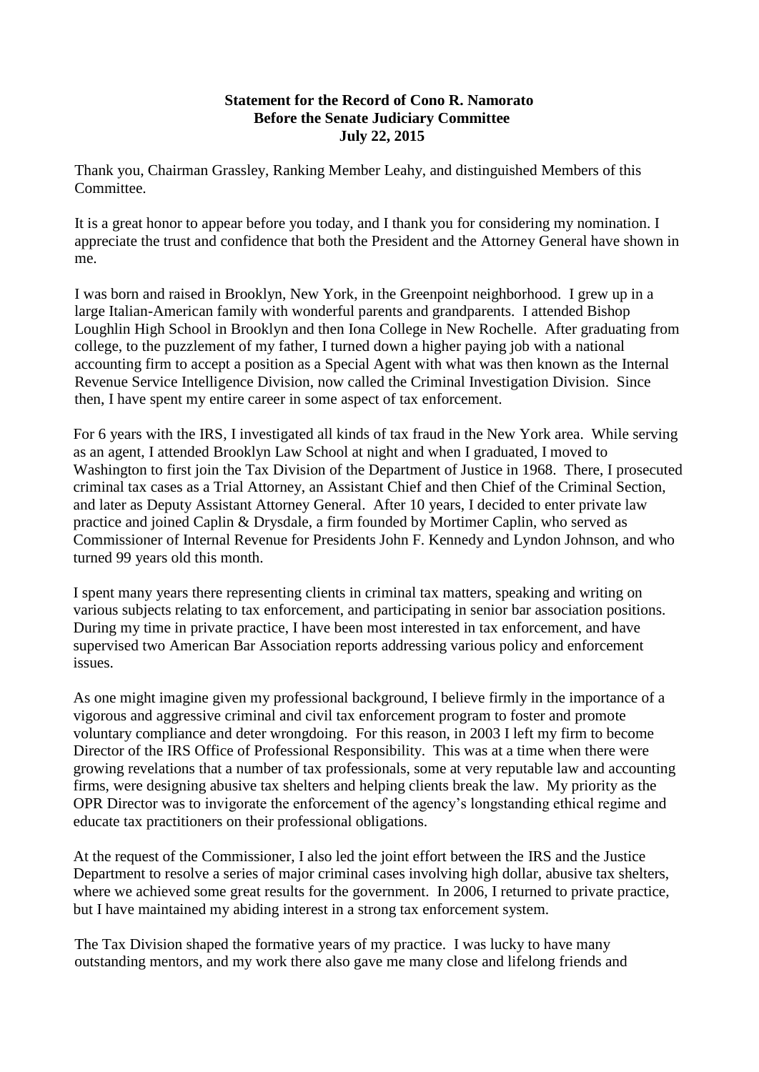**Statement for the Record of Cono R. Namorato**
**Before the Senate Judiciary Committee**
**July 22, 2015**

Thank you, Chairman Grassley, Ranking Member Leahy, and distinguished Members of this Committee.

It is a great honor to appear before you today, and I thank you for considering my nomination. I appreciate the trust and confidence that both the President and the Attorney General have shown in me.

I was born and raised in Brooklyn, New York, in the Greenpoint neighborhood. I grew up in a large Italian-American family with wonderful parents and grandparents. I attended Bishop Loughlin High School in Brooklyn and then Iona College in New Rochelle. After graduating from college, to the puzzlement of my father, I turned down a higher paying job with a national accounting firm to accept a position as a Special Agent with what was then known as the Internal Revenue Service Intelligence Division, now called the Criminal Investigation Division. Since then, I have spent my entire career in some aspect of tax enforcement.

For 6 years with the IRS, I investigated all kinds of tax fraud in the New York area. While serving as an agent, I attended Brooklyn Law School at night and when I graduated, I moved to Washington to first join the Tax Division of the Department of Justice in 1968. There, I prosecuted criminal tax cases as a Trial Attorney, an Assistant Chief and then Chief of the Criminal Section, and later as Deputy Assistant Attorney General. After 10 years, I decided to enter private law practice and joined Caplin & Drysdale, a firm founded by Mortimer Caplin, who served as Commissioner of Internal Revenue for Presidents John F. Kennedy and Lyndon Johnson, and who turned 99 years old this month.

I spent many years there representing clients in criminal tax matters, speaking and writing on various subjects relating to tax enforcement, and participating in senior bar association positions. During my time in private practice, I have been most interested in tax enforcement, and have supervised two American Bar Association reports addressing various policy and enforcement issues.

As one might imagine given my professional background, I believe firmly in the importance of a vigorous and aggressive criminal and civil tax enforcement program to foster and promote voluntary compliance and deter wrongdoing. For this reason, in 2003 I left my firm to become Director of the IRS Office of Professional Responsibility. This was at a time when there were growing revelations that a number of tax professionals, some at very reputable law and accounting firms, were designing abusive tax shelters and helping clients break the law. My priority as the OPR Director was to invigorate the enforcement of the agency's longstanding ethical regime and educate tax practitioners on their professional obligations.

At the request of the Commissioner, I also led the joint effort between the IRS and the Justice Department to resolve a series of major criminal cases involving high dollar, abusive tax shelters, where we achieved some great results for the government. In 2006, I returned to private practice, but I have maintained my abiding interest in a strong tax enforcement system.

The Tax Division shaped the formative years of my practice. I was lucky to have many outstanding mentors, and my work there also gave me many close and lifelong friends and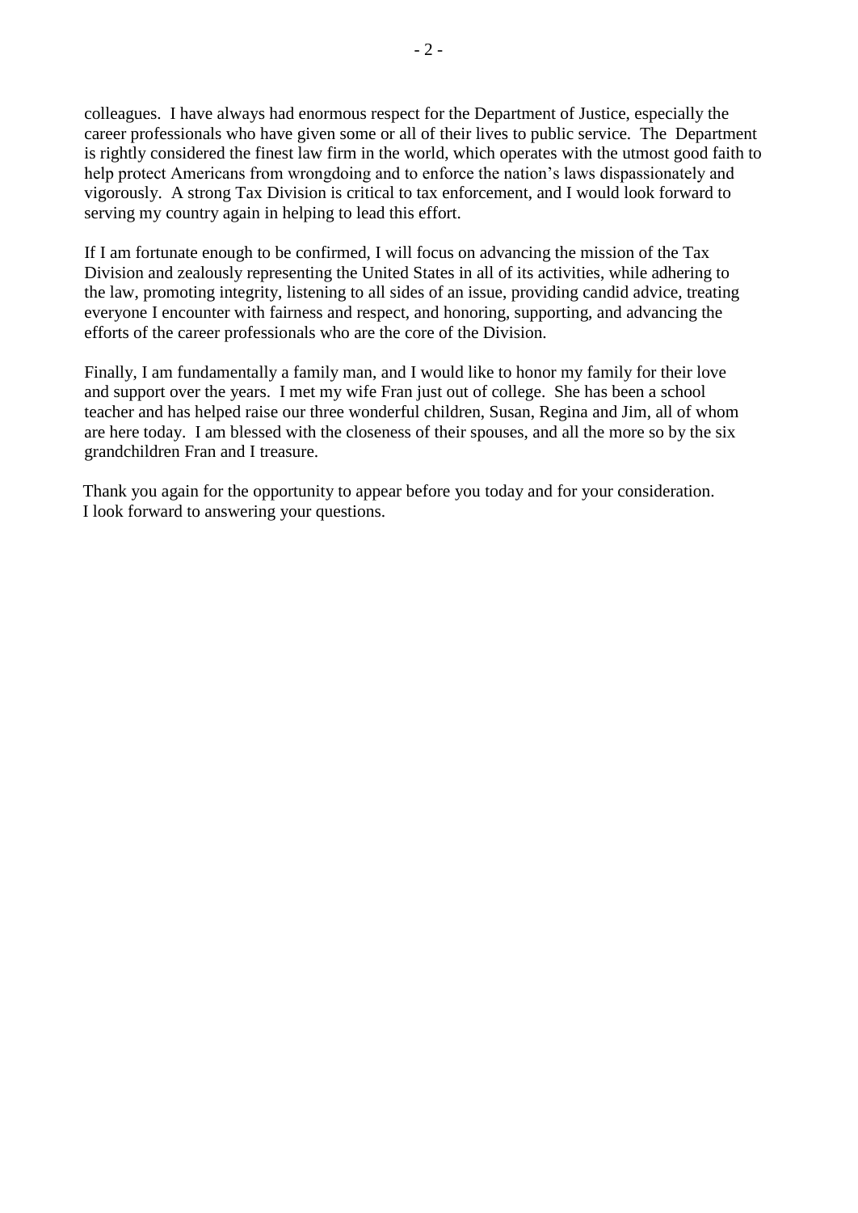colleagues. I have always had enormous respect for the Department of Justice, especially the career professionals who have given some or all of their lives to public service. The Department is rightly considered the finest law firm in the world, which operates with the utmost good faith to help protect Americans from wrongdoing and to enforce the nation's laws dispassionately and vigorously. A strong Tax Division is critical to tax enforcement, and I would look forward to serving my country again in helping to lead this effort.

If I am fortunate enough to be confirmed, I will focus on advancing the mission of the Tax Division and zealously representing the United States in all of its activities, while adhering to the law, promoting integrity, listening to all sides of an issue, providing candid advice, treating everyone I encounter with fairness and respect, and honoring, supporting, and advancing the efforts of the career professionals who are the core of the Division.

Finally, I am fundamentally a family man, and I would like to honor my family for their love and support over the years. I met my wife Fran just out of college. She has been a school teacher and has helped raise our three wonderful children, Susan, Regina and Jim, all of whom are here today. I am blessed with the closeness of their spouses, and all the more so by the six grandchildren Fran and I treasure.

Thank you again for the opportunity to appear before you today and for your consideration. I look forward to answering your questions.